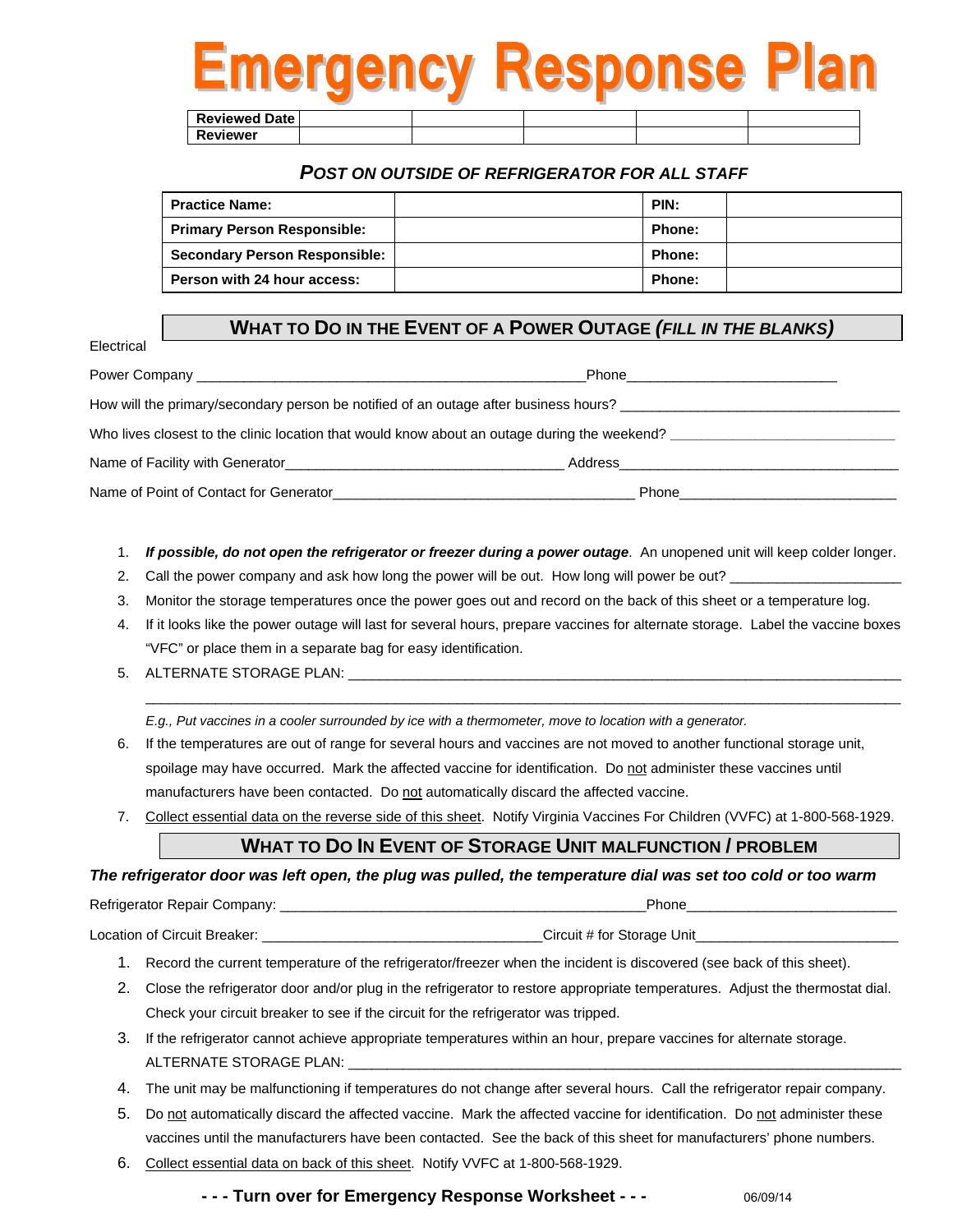# Emergency Response Plan

| Reviewed Date | | | | | |
|---|---|---|---|---|---|
| Reviewer | | | | | |

***POST ON OUTSIDE OF REFRIGERATOR FOR ALL STAFF***

| **Practice Name:** | | **PIN:** | |
|---|---|---|---|
| **Primary Person Responsible:** | | **Phone:** | |
| **Secondary Person Responsible:** | | **Phone:** | |
| **Person with 24 hour access:** | | **Phone:** | |

## WHAT TO DO IN THE EVENT OF A POWER OUTAGE *(FILL IN THE BLANKS)*

Electrical

Power Company ________________________________________________Phone__________________________

How will the primary/secondary person be notified of an outage after business hours? ____________________________________

Who lives closest to the clinic location that would know about an outage during the weekend? ____________________________

Name of Facility with Generator___________________________________ Address____________________________________

Name of Point of Contact for Generator_____________________________________ Phone____________________________

1. ***If possible, do not open the refrigerator or freezer during a power outage***. An unopened unit will keep colder longer.
2. Call the power company and ask how long the power will be out. How long will power be out? ______________________
3. Monitor the storage temperatures once the power goes out and record on the back of this sheet or a temperature log.
4. If it looks like the power outage will last for several hours, prepare vaccines for alternate storage. Label the vaccine boxes "VFC" or place them in a separate bag for easy identification.
5. ALTERNATE STORAGE PLAN: ___________________________________________________________________________

   ___________________________________________________________________________________________________

   *E.g., Put vaccines in a cooler surrounded by ice with a thermometer, move to location with a generator.*
6. If the temperatures are out of range for several hours and vaccines are not moved to another functional storage unit, spoilage may have occurred. Mark the affected vaccine for identification. Do not administer these vaccines until manufacturers have been contacted. Do not automatically discard the affected vaccine.
7. Collect essential data on the reverse side of this sheet. Notify Virginia Vaccines For Children (VVFC) at 1-800-568-1929.

## WHAT TO DO IN EVENT OF STORAGE UNIT MALFUNCTION / PROBLEM

***The refrigerator door was left open, the plug was pulled, the temperature dial was set too cold or too warm***

Refrigerator Repair Company: _______________________________________________Phone___________________________

Location of Circuit Breaker: ___________________________________Circuit # for Storage Unit_________________________

1. Record the current temperature of the refrigerator/freezer when the incident is discovered (see back of this sheet).
2. Close the refrigerator door and/or plug in the refrigerator to restore appropriate temperatures. Adjust the thermostat dial. Check your circuit breaker to see if the circuit for the refrigerator was tripped.
3. If the refrigerator cannot achieve appropriate temperatures within an hour, prepare vaccines for alternate storage. ALTERNATE STORAGE PLAN: ___________________________________________________________________________
4. The unit may be malfunctioning if temperatures do not change after several hours. Call the refrigerator repair company.
5. Do not automatically discard the affected vaccine. Mark the affected vaccine for identification. Do not administer these vaccines until the manufacturers have been contacted. See the back of this sheet for manufacturers' phone numbers.
6. Collect essential data on back of this sheet. Notify VVFC at 1-800-568-1929.

**- - - Turn over for Emergency Response Worksheet - - -**

06/09/14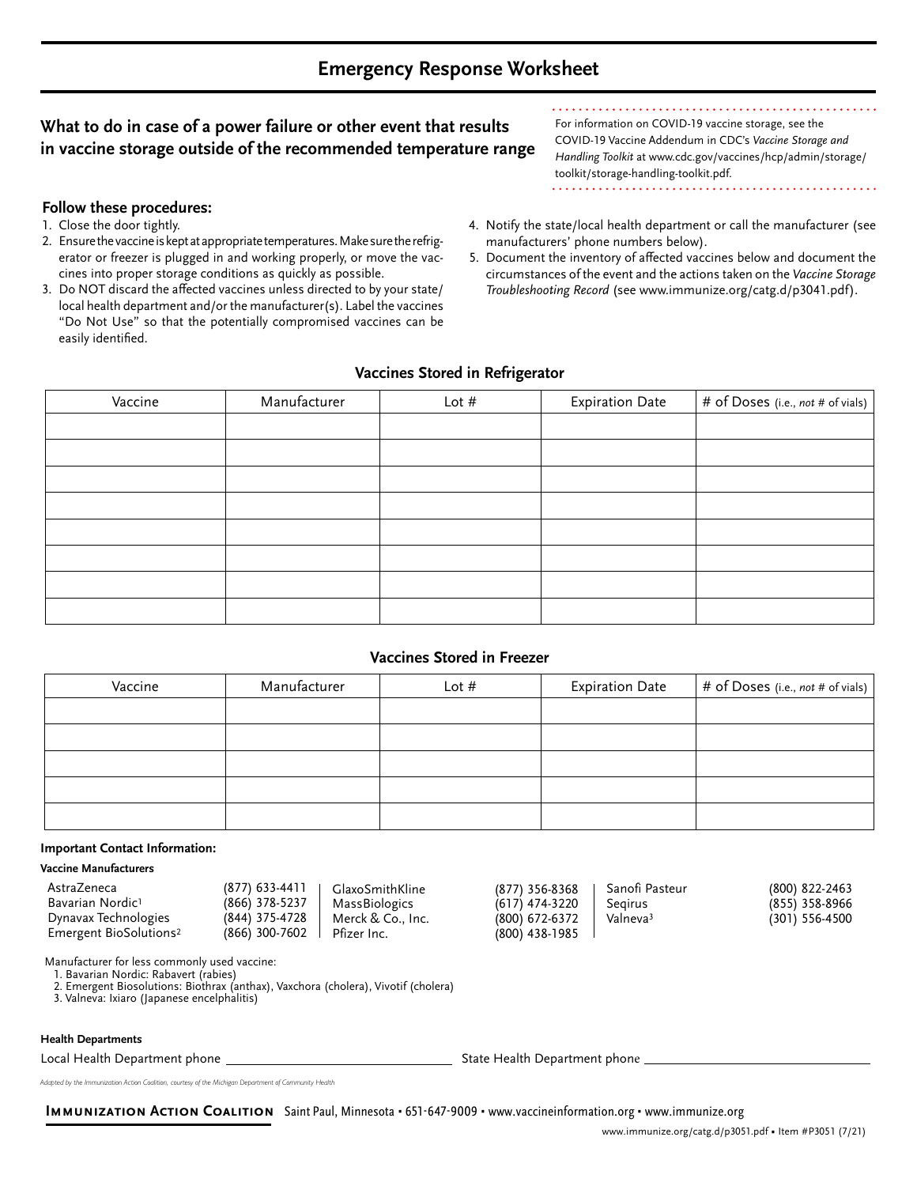# Emergency Response Worksheet

## What to do in case of a power failure or other event that results in vaccine storage outside of the recommended temperature range

For information on COVID-19 vaccine storage, see the COVID-19 Vaccine Addendum in CDC's *Vaccine Storage and Handling Toolkit* at www.cdc.gov/vaccines/hcp/admin/storage/toolkit/storage-handling-toolkit.pdf.

### Follow these procedures:

1. Close the door tightly.
2. Ensure the vaccine is kept at appropriate temperatures. Make sure the refrigerator or freezer is plugged in and working properly, or move the vaccines into proper storage conditions as quickly as possible.
3. Do NOT discard the affected vaccines unless directed to by your state/local health department and/or the manufacturer(s). Label the vaccines "Do Not Use" so that the potentially compromised vaccines can be easily identified.
4. Notify the state/local health department or call the manufacturer (see manufacturers' phone numbers below).
5. Document the inventory of affected vaccines below and document the circumstances of the event and the actions taken on the *Vaccine Storage Troubleshooting Record* (see www.immunize.org/catg.d/p3041.pdf).

### Vaccines Stored in Refrigerator

| Vaccine | Manufacturer | Lot # | Expiration Date | # of Doses (i.e., *not* # of vials) |
|---|---|---|---|---|
| | | | | |
| | | | | |
| | | | | |
| | | | | |
| | | | | |
| | | | | |
| | | | | |
| | | | | |

### Vaccines Stored in Freezer

| Vaccine | Manufacturer | Lot # | Expiration Date | # of Doses (i.e., *not* # of vials) |
|---|---|---|---|---|
| | | | | |
| | | | | |
| | | | | |
| | | | | |
| | | | | |

**Important Contact Information:**

**Vaccine Manufacturers**

| | | | | | |
|---|---|---|---|---|---|
| AstraZeneca | (877) 633-4411 | GlaxoSmithKline | (877) 356-8368 | Sanofi Pasteur | (800) 822-2463 |
| Bavarian Nordic[1] | (866) 378-5237 | MassBiologics | (617) 474-3220 | Seqirus | (855) 358-8966 |
| Dynavax Technologies | (844) 375-4728 | Merck & Co., Inc. | (800) 672-6372 | Valneva[3] | (301) 556-4500 |
| Emergent BioSolutions[2] | (866) 300-7602 | Pfizer Inc. | (800) 438-1985 | | |

Manufacturer for less commonly used vaccine:
1. Bavarian Nordic: Rabavert (rabies)
2. Emergent Biosolutions: Biothrax (anthax), Vaxchora (cholera), Vivotif (cholera)
3. Valneva: Ixiaro (Japanese encelphalitis)

**Health Departments**

Local Health Department phone ______________________ State Health Department phone ______________________

*Adapted by the Immunization Action Coalition, courtesy of the Michigan Department of Community Health*

**Immunization Action Coalition** Saint Paul, Minnesota • 651-647-9009 • www.vaccineinformation.org • www.immunize.org

www.immunize.org/catg.d/p3051.pdf • Item #P3051 (7/21)